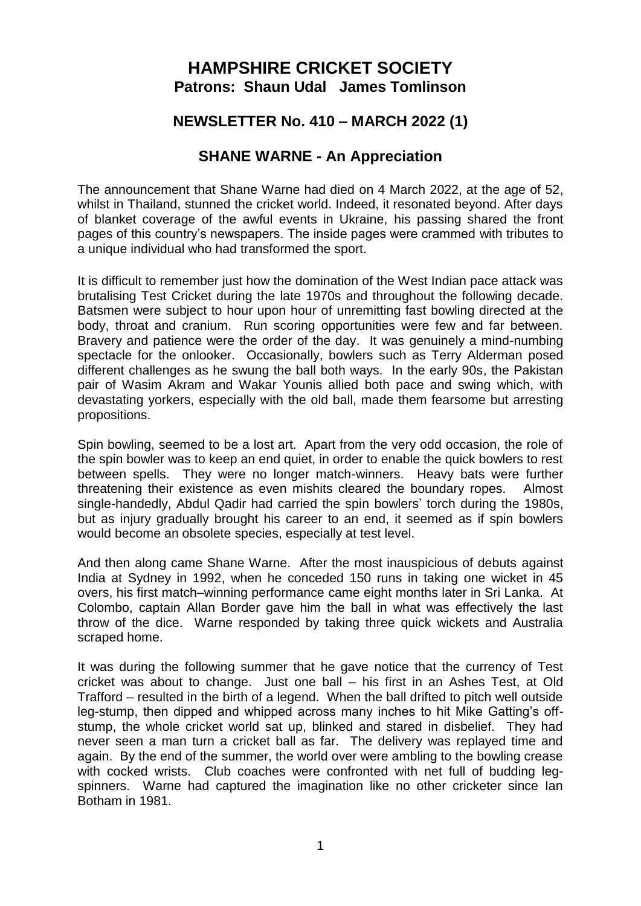# HAMPSHIRE CRICKET SOCIETY

**Patrons: Shaun Udal James Tomlinson**

## NEWSLETTER No. 410 – MARCH 2022 (1)

## SHANE WARNE - An Appreciation

The announcement that Shane Warne had died on 4 March 2022, at the age of 52, whilst in Thailand, stunned the cricket world. Indeed, it resonated beyond. After days of blanket coverage of the awful events in Ukraine, his passing shared the front pages of this country's newspapers. The inside pages were crammed with tributes to a unique individual who had transformed the sport.

It is difficult to remember just how the domination of the West Indian pace attack was brutalising Test Cricket during the late 1970s and throughout the following decade. Batsmen were subject to hour upon hour of unremitting fast bowling directed at the body, throat and cranium. Run scoring opportunities were few and far between. Bravery and patience were the order of the day. It was genuinely a mind-numbing spectacle for the onlooker. Occasionally, bowlers such as Terry Alderman posed different challenges as he swung the ball both ways. In the early 90s, the Pakistan pair of Wasim Akram and Wakar Younis allied both pace and swing which, with devastating yorkers, especially with the old ball, made them fearsome but arresting propositions.

Spin bowling, seemed to be a lost art. Apart from the very odd occasion, the role of the spin bowler was to keep an end quiet, in order to enable the quick bowlers to rest between spells. They were no longer match-winners. Heavy bats were further threatening their existence as even mishits cleared the boundary ropes. Almost single-handedly, Abdul Qadir had carried the spin bowlers' torch during the 1980s, but as injury gradually brought his career to an end, it seemed as if spin bowlers would become an obsolete species, especially at test level.

And then along came Shane Warne. After the most inauspicious of debuts against India at Sydney in 1992, when he conceded 150 runs in taking one wicket in 45 overs, his first match–winning performance came eight months later in Sri Lanka. At Colombo, captain Allan Border gave him the ball in what was effectively the last throw of the dice. Warne responded by taking three quick wickets and Australia scraped home.

It was during the following summer that he gave notice that the currency of Test cricket was about to change. Just one ball – his first in an Ashes Test, at Old Trafford – resulted in the birth of a legend. When the ball drifted to pitch well outside leg-stump, then dipped and whipped across many inches to hit Mike Gatting's off-stump, the whole cricket world sat up, blinked and stared in disbelief. They had never seen a man turn a cricket ball as far. The delivery was replayed time and again. By the end of the summer, the world over were ambling to the bowling crease with cocked wrists. Club coaches were confronted with net full of budding leg-spinners. Warne had captured the imagination like no other cricketer since Ian Botham in 1981.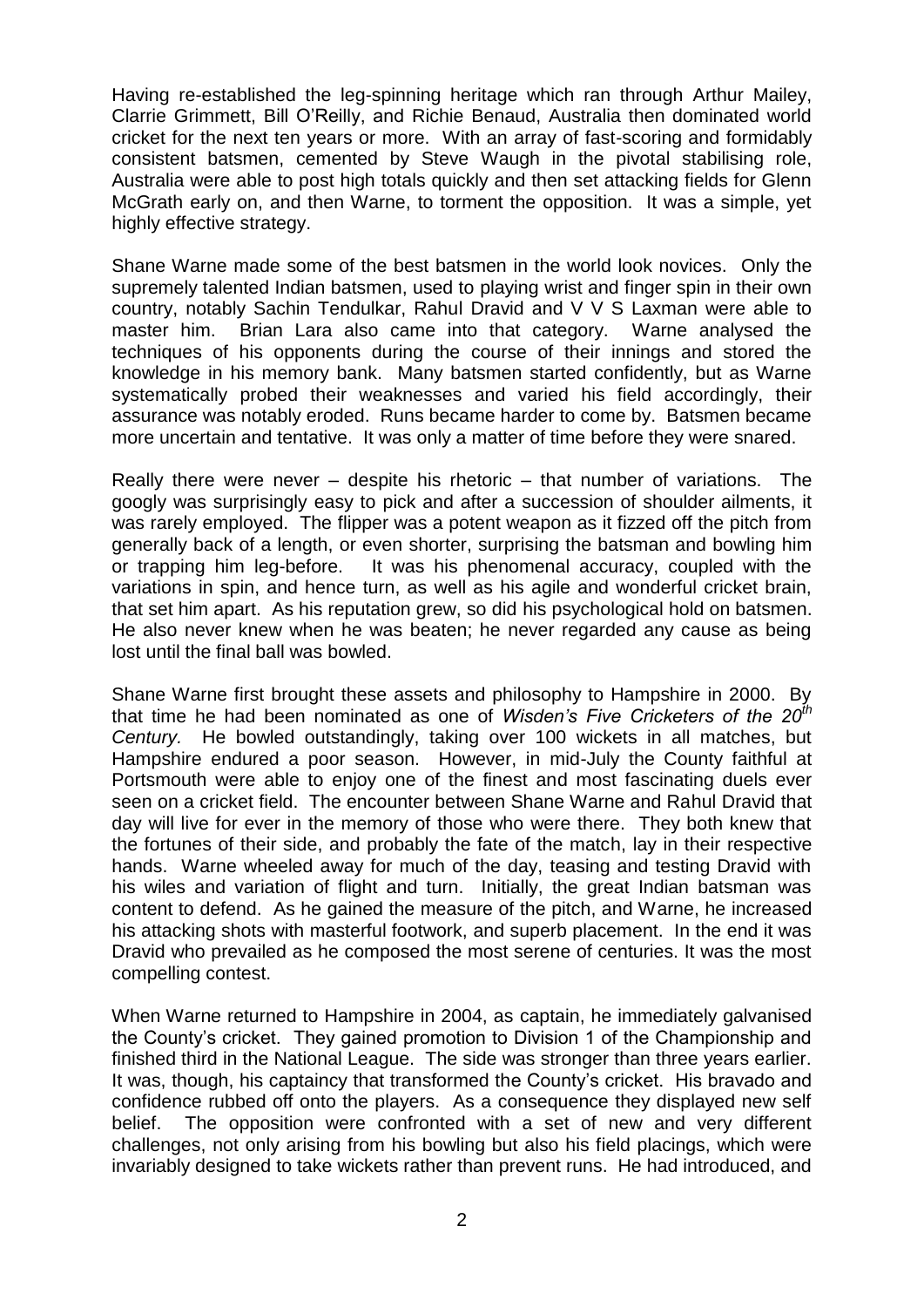Having re-established the leg-spinning heritage which ran through Arthur Mailey, Clarrie Grimmett, Bill O'Reilly, and Richie Benaud, Australia then dominated world cricket for the next ten years or more. With an array of fast-scoring and formidably consistent batsmen, cemented by Steve Waugh in the pivotal stabilising role, Australia were able to post high totals quickly and then set attacking fields for Glenn McGrath early on, and then Warne, to torment the opposition. It was a simple, yet highly effective strategy.

Shane Warne made some of the best batsmen in the world look novices. Only the supremely talented Indian batsmen, used to playing wrist and finger spin in their own country, notably Sachin Tendulkar, Rahul Dravid and V V S Laxman were able to master him. Brian Lara also came into that category. Warne analysed the techniques of his opponents during the course of their innings and stored the knowledge in his memory bank. Many batsmen started confidently, but as Warne systematically probed their weaknesses and varied his field accordingly, their assurance was notably eroded. Runs became harder to come by. Batsmen became more uncertain and tentative. It was only a matter of time before they were snared.

Really there were never – despite his rhetoric – that number of variations. The googly was surprisingly easy to pick and after a succession of shoulder ailments, it was rarely employed. The flipper was a potent weapon as it fizzed off the pitch from generally back of a length, or even shorter, surprising the batsman and bowling him or trapping him leg-before. It was his phenomenal accuracy, coupled with the variations in spin, and hence turn, as well as his agile and wonderful cricket brain, that set him apart. As his reputation grew, so did his psychological hold on batsmen. He also never knew when he was beaten; he never regarded any cause as being lost until the final ball was bowled.

Shane Warne first brought these assets and philosophy to Hampshire in 2000. By that time he had been nominated as one of *Wisden's Five Cricketers of the 20th Century.* He bowled outstandingly, taking over 100 wickets in all matches, but Hampshire endured a poor season. However, in mid-July the County faithful at Portsmouth were able to enjoy one of the finest and most fascinating duels ever seen on a cricket field. The encounter between Shane Warne and Rahul Dravid that day will live for ever in the memory of those who were there. They both knew that the fortunes of their side, and probably the fate of the match, lay in their respective hands. Warne wheeled away for much of the day, teasing and testing Dravid with his wiles and variation of flight and turn. Initially, the great Indian batsman was content to defend. As he gained the measure of the pitch, and Warne, he increased his attacking shots with masterful footwork, and superb placement. In the end it was Dravid who prevailed as he composed the most serene of centuries. It was the most compelling contest.

When Warne returned to Hampshire in 2004, as captain, he immediately galvanised the County's cricket. They gained promotion to Division 1 of the Championship and finished third in the National League. The side was stronger than three years earlier. It was, though, his captaincy that transformed the County's cricket. His bravado and confidence rubbed off onto the players. As a consequence they displayed new self belief. The opposition were confronted with a set of new and very different challenges, not only arising from his bowling but also his field placings, which were invariably designed to take wickets rather than prevent runs. He had introduced, and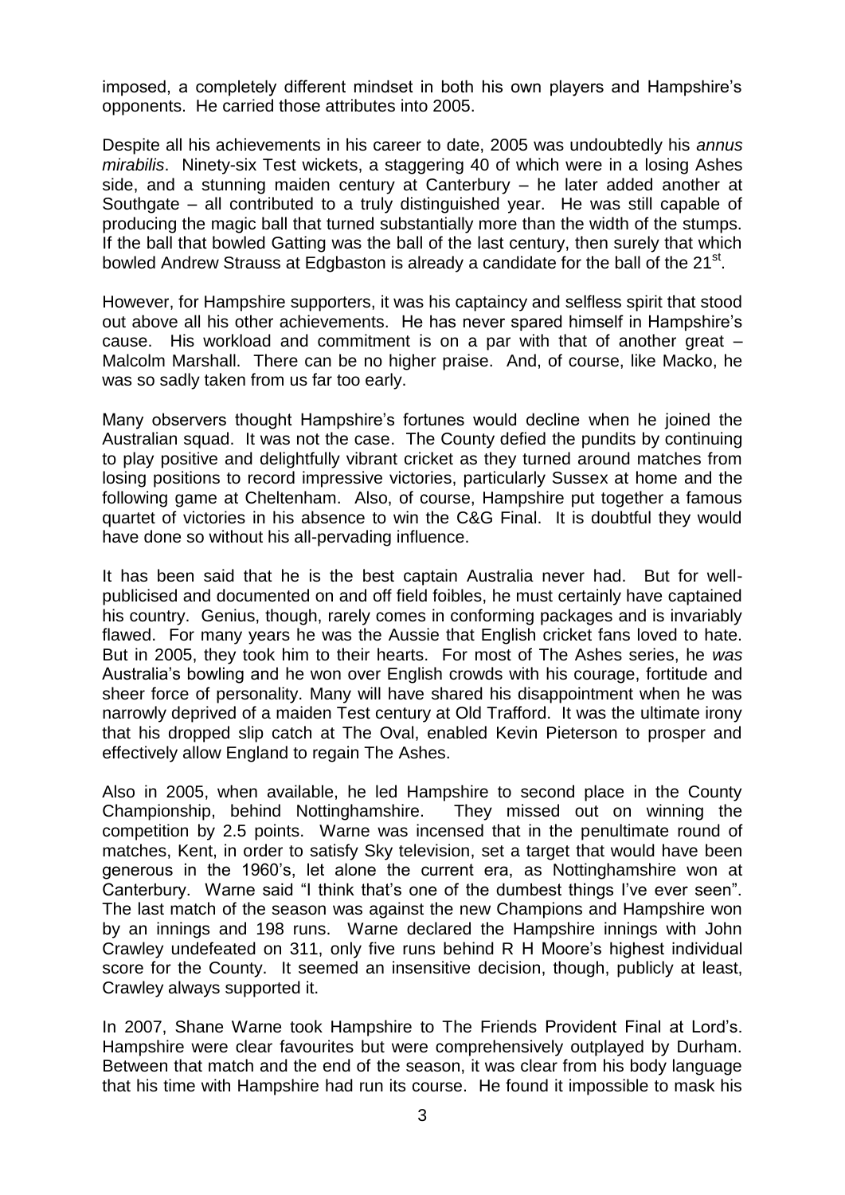imposed, a completely different mindset in both his own players and Hampshire's opponents. He carried those attributes into 2005.

Despite all his achievements in his career to date, 2005 was undoubtedly his *annus mirabilis*. Ninety-six Test wickets, a staggering 40 of which were in a losing Ashes side, and a stunning maiden century at Canterbury – he later added another at Southgate – all contributed to a truly distinguished year. He was still capable of producing the magic ball that turned substantially more than the width of the stumps. If the ball that bowled Gatting was the ball of the last century, then surely that which bowled Andrew Strauss at Edgbaston is already a candidate for the ball of the 21st.

However, for Hampshire supporters, it was his captaincy and selfless spirit that stood out above all his other achievements. He has never spared himself in Hampshire's cause. His workload and commitment is on a par with that of another great – Malcolm Marshall. There can be no higher praise. And, of course, like Macko, he was so sadly taken from us far too early.

Many observers thought Hampshire's fortunes would decline when he joined the Australian squad. It was not the case. The County defied the pundits by continuing to play positive and delightfully vibrant cricket as they turned around matches from losing positions to record impressive victories, particularly Sussex at home and the following game at Cheltenham. Also, of course, Hampshire put together a famous quartet of victories in his absence to win the C&G Final. It is doubtful they would have done so without his all-pervading influence.

It has been said that he is the best captain Australia never had. But for well-publicised and documented on and off field foibles, he must certainly have captained his country. Genius, though, rarely comes in conforming packages and is invariably flawed. For many years he was the Aussie that English cricket fans loved to hate. But in 2005, they took him to their hearts. For most of The Ashes series, he *was* Australia's bowling and he won over English crowds with his courage, fortitude and sheer force of personality. Many will have shared his disappointment when he was narrowly deprived of a maiden Test century at Old Trafford. It was the ultimate irony that his dropped slip catch at The Oval, enabled Kevin Pieterson to prosper and effectively allow England to regain The Ashes.

Also in 2005, when available, he led Hampshire to second place in the County Championship, behind Nottinghamshire. They missed out on winning the competition by 2.5 points. Warne was incensed that in the penultimate round of matches, Kent, in order to satisfy Sky television, set a target that would have been generous in the 1960's, let alone the current era, as Nottinghamshire won at Canterbury. Warne said "I think that's one of the dumbest things I've ever seen". The last match of the season was against the new Champions and Hampshire won by an innings and 198 runs. Warne declared the Hampshire innings with John Crawley undefeated on 311, only five runs behind R H Moore's highest individual score for the County. It seemed an insensitive decision, though, publicly at least, Crawley always supported it.

In 2007, Shane Warne took Hampshire to The Friends Provident Final at Lord's. Hampshire were clear favourites but were comprehensively outplayed by Durham. Between that match and the end of the season, it was clear from his body language that his time with Hampshire had run its course. He found it impossible to mask his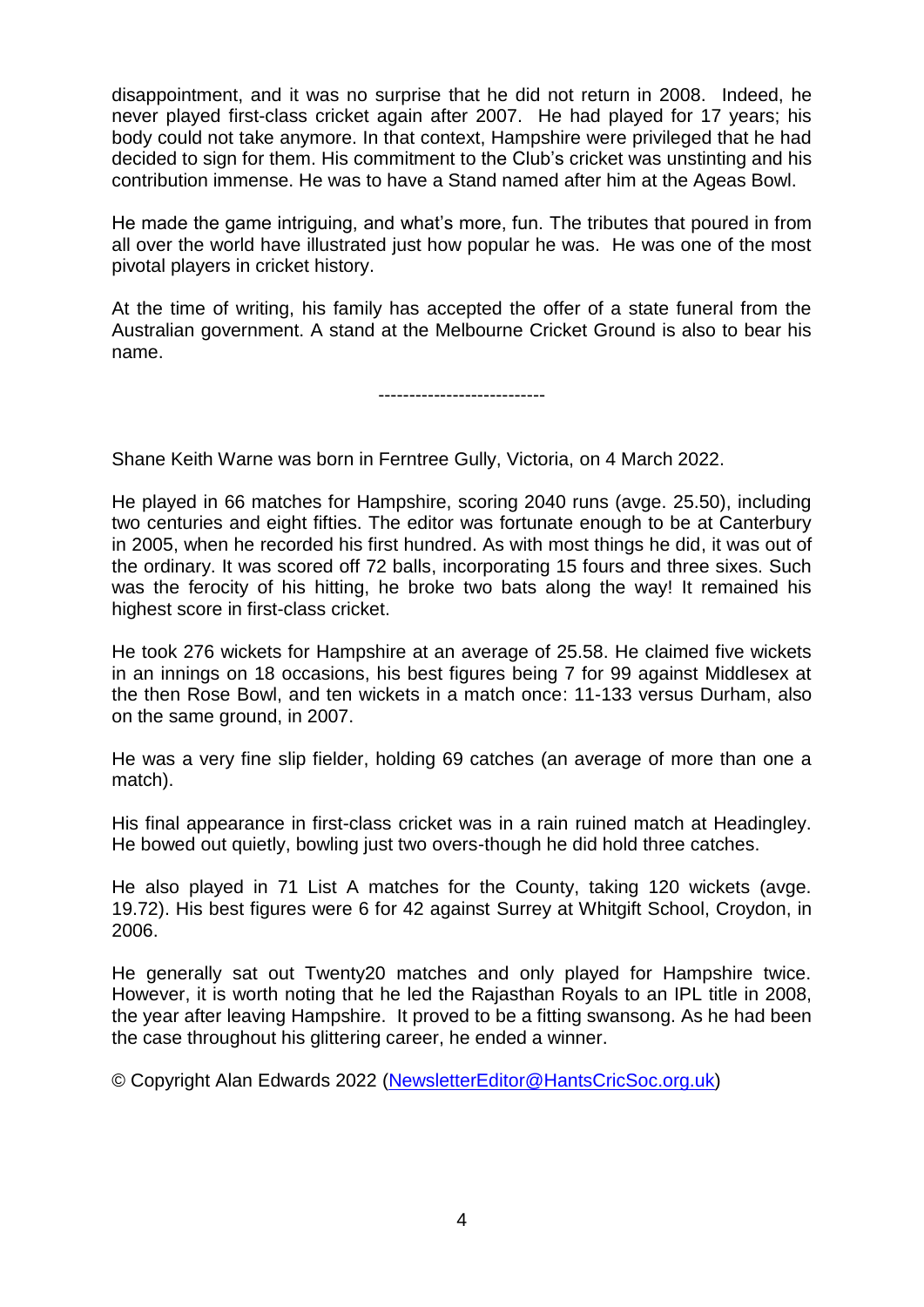disappointment, and it was no surprise that he did not return in 2008. Indeed, he never played first-class cricket again after 2007. He had played for 17 years; his body could not take anymore. In that context, Hampshire were privileged that he had decided to sign for them. His commitment to the Club's cricket was unstinting and his contribution immense. He was to have a Stand named after him at the Ageas Bowl.

He made the game intriguing, and what's more, fun. The tributes that poured in from all over the world have illustrated just how popular he was. He was one of the most pivotal players in cricket history.

At the time of writing, his family has accepted the offer of a state funeral from the Australian government. A stand at the Melbourne Cricket Ground is also to bear his name.

--------------------------

Shane Keith Warne was born in Ferntree Gully, Victoria, on 4 March 2022.

He played in 66 matches for Hampshire, scoring 2040 runs (avge. 25.50), including two centuries and eight fifties. The editor was fortunate enough to be at Canterbury in 2005, when he recorded his first hundred. As with most things he did, it was out of the ordinary. It was scored off 72 balls, incorporating 15 fours and three sixes. Such was the ferocity of his hitting, he broke two bats along the way! It remained his highest score in first-class cricket.

He took 276 wickets for Hampshire at an average of 25.58. He claimed five wickets in an innings on 18 occasions, his best figures being 7 for 99 against Middlesex at the then Rose Bowl, and ten wickets in a match once: 11-133 versus Durham, also on the same ground, in 2007.

He was a very fine slip fielder, holding 69 catches (an average of more than one a match).

His final appearance in first-class cricket was in a rain ruined match at Headingley. He bowed out quietly, bowling just two overs-though he did hold three catches.

He also played in 71 List A matches for the County, taking 120 wickets (avge. 19.72). His best figures were 6 for 42 against Surrey at Whitgift School, Croydon, in 2006.

He generally sat out Twenty20 matches and only played for Hampshire twice. However, it is worth noting that he led the Rajasthan Royals to an IPL title in 2008, the year after leaving Hampshire. It proved to be a fitting swansong. As he had been the case throughout his glittering career, he ended a winner.

© Copyright Alan Edwards 2022 (NewsletterEditor@HantsCricSoc.org.uk)